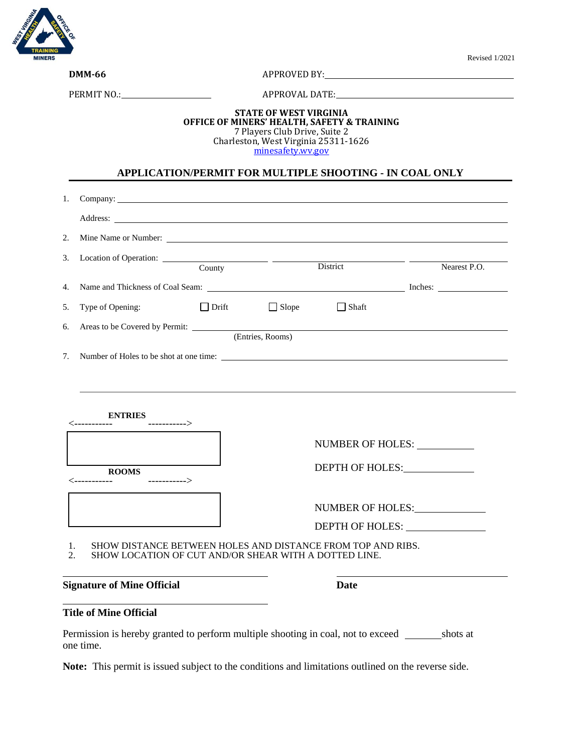Revised 1/2021

**DMM-66**

APPROVED BY: ____________________

PERMIT NO.: ____________________

APPROVAL DATE: ____________________

**STATE OF WEST VIRGINIA**
**OFFICE OF MINERS' HEALTH, SAFETY & TRAINING**
7 Players Club Drive, Suite 2
Charleston, West Virginia 25311-1626
minesafety.wv.gov

## APPLICATION/PERMIT FOR MULTIPLE SHOOTING - IN COAL ONLY

1. Company: ____________________

   Address: ____________________

2. Mine Name or Number: ____________________

3. Location of Operation: ____________________ (County) ____________________ (District) ____________________ (Nearest P.O.)

4. Name and Thickness of Coal Seam: ____________________ Inches: ____________________

5. Type of Opening: ☐ Drift ☐ Slope ☐ Shaft

6. Areas to be Covered by Permit: ____________________ (Entries, Rooms)

7. Number of Holes to be shot at one time: ____________________

---

**ENTRIES**
<----------- ----------->

NUMBER OF HOLES: ____________________

DEPTH OF HOLES: ____________________

**ROOMS**
<----------- ----------->

NUMBER OF HOLES: ____________________

DEPTH OF HOLES: ____________________

1. SHOW DISTANCE BETWEEN HOLES AND DISTANCE FROM TOP AND RIBS.
2. SHOW LOCATION OF CUT AND/OR SHEAR WITH A DOTTED LINE.

____________________
**Signature of Mine Official**

____________________
**Date**

____________________
**Title of Mine Official**

Permission is hereby granted to perform multiple shooting in coal, not to exceed ________ shots at one time.

**Note:** This permit is issued subject to the conditions and limitations outlined on the reverse side.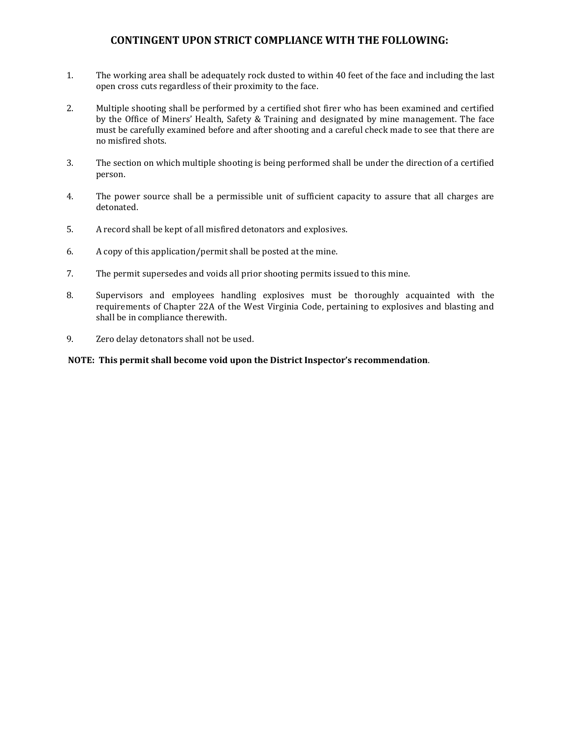## CONTINGENT UPON STRICT COMPLIANCE WITH THE FOLLOWING:

1. The working area shall be adequately rock dusted to within 40 feet of the face and including the last open cross cuts regardless of their proximity to the face.

2. Multiple shooting shall be performed by a certified shot firer who has been examined and certified by the Office of Miners' Health, Safety & Training and designated by mine management. The face must be carefully examined before and after shooting and a careful check made to see that there are no misfired shots.

3. The section on which multiple shooting is being performed shall be under the direction of a certified person.

4. The power source shall be a permissible unit of sufficient capacity to assure that all charges are detonated.

5. A record shall be kept of all misfired detonators and explosives.

6. A copy of this application/permit shall be posted at the mine.

7. The permit supersedes and voids all prior shooting permits issued to this mine.

8. Supervisors and employees handling explosives must be thoroughly acquainted with the requirements of Chapter 22A of the West Virginia Code, pertaining to explosives and blasting and shall be in compliance therewith.

9. Zero delay detonators shall not be used.

**NOTE: This permit shall become void upon the District Inspector's recommendation**.